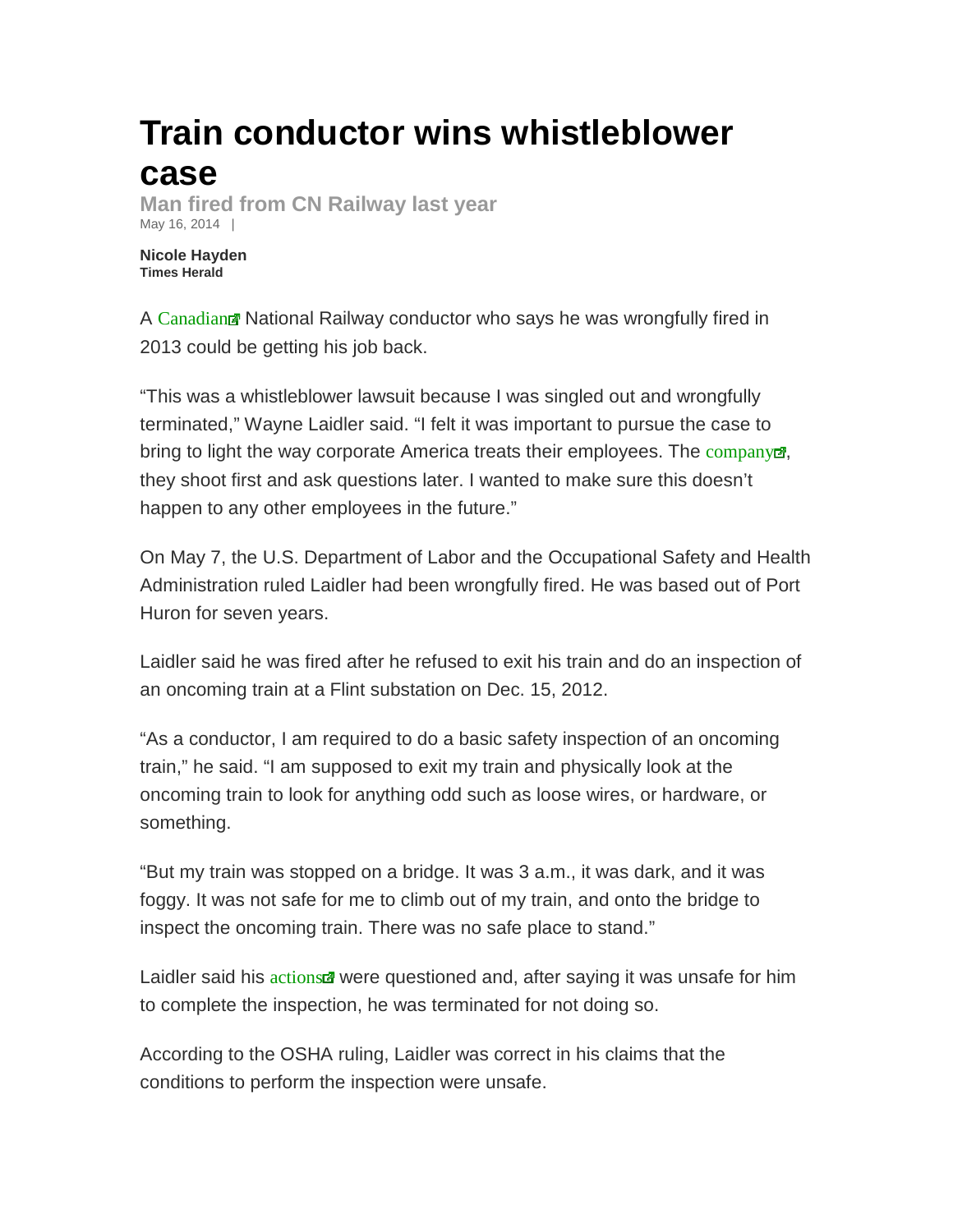# Train conductor wins whistleblower case

## Man fired from CN Railway last year

May 16, 2014 |

**Nicole Hayden**
**Times Herald**

A Canadian National Railway conductor who says he was wrongfully fired in 2013 could be getting his job back.

"This was a whistleblower lawsuit because I was singled out and wrongfully terminated," Wayne Laidler said. "I felt it was important to pursue the case to bring to light the way corporate America treats their employees. The company, they shoot first and ask questions later. I wanted to make sure this doesn't happen to any other employees in the future."

On May 7, the U.S. Department of Labor and the Occupational Safety and Health Administration ruled Laidler had been wrongfully fired. He was based out of Port Huron for seven years.

Laidler said he was fired after he refused to exit his train and do an inspection of an oncoming train at a Flint substation on Dec. 15, 2012.

"As a conductor, I am required to do a basic safety inspection of an oncoming train," he said. "I am supposed to exit my train and physically look at the oncoming train to look for anything odd such as loose wires, or hardware, or something.

"But my train was stopped on a bridge. It was 3 a.m., it was dark, and it was foggy. It was not safe for me to climb out of my train, and onto the bridge to inspect the oncoming train. There was no safe place to stand."

Laidler said his actions were questioned and, after saying it was unsafe for him to complete the inspection, he was terminated for not doing so.

According to the OSHA ruling, Laidler was correct in his claims that the conditions to perform the inspection were unsafe.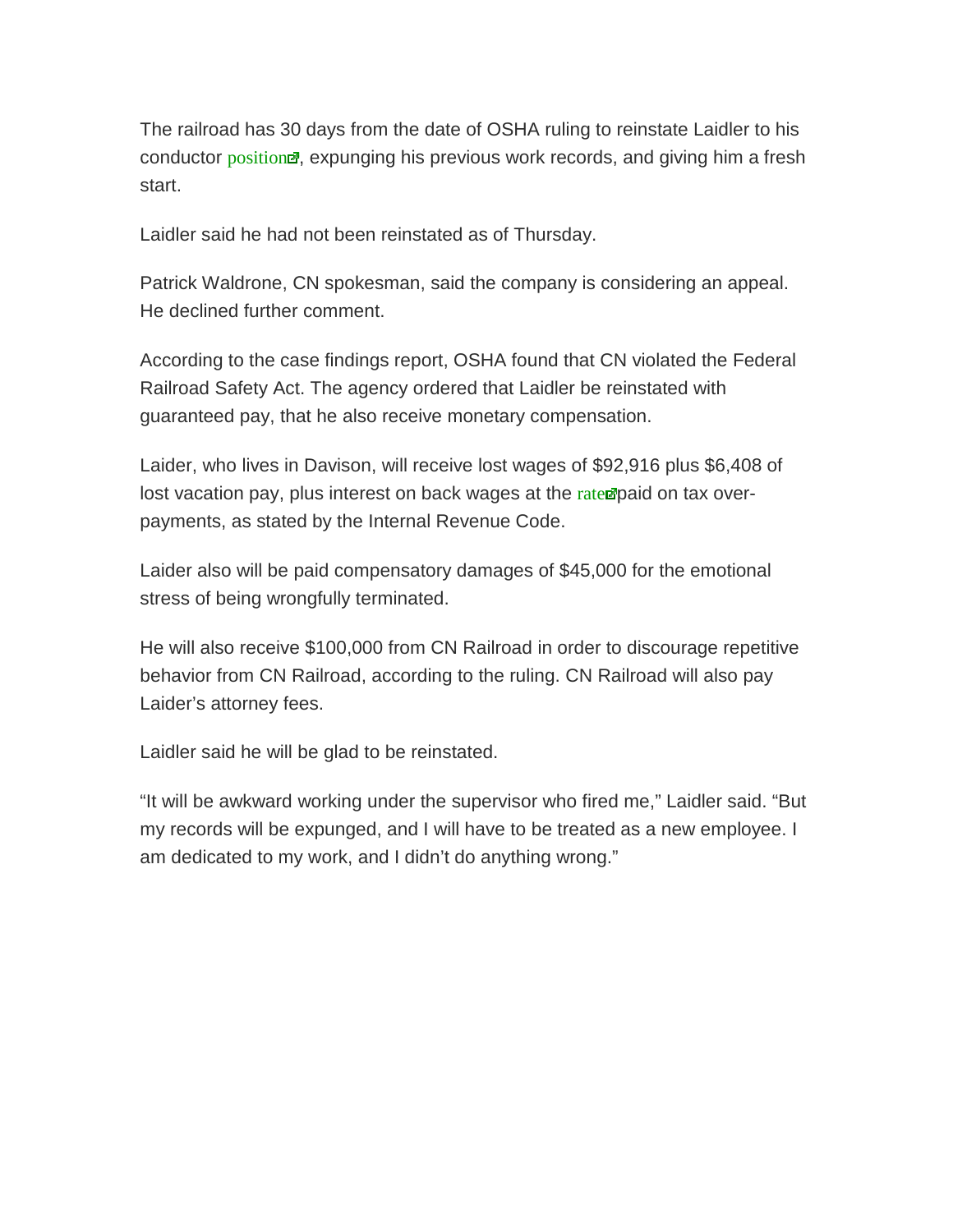The railroad has 30 days from the date of OSHA ruling to reinstate Laidler to his conductor position, expunging his previous work records, and giving him a fresh start.

Laidler said he had not been reinstated as of Thursday.

Patrick Waldrone, CN spokesman, said the company is considering an appeal. He declined further comment.

According to the case findings report, OSHA found that CN violated the Federal Railroad Safety Act. The agency ordered that Laidler be reinstated with guaranteed pay, that he also receive monetary compensation.

Laider, who lives in Davison, will receive lost wages of $92,916 plus $6,408 of lost vacation pay, plus interest on back wages at the rate paid on tax over-payments, as stated by the Internal Revenue Code.

Laider also will be paid compensatory damages of $45,000 for the emotional stress of being wrongfully terminated.

He will also receive $100,000 from CN Railroad in order to discourage repetitive behavior from CN Railroad, according to the ruling. CN Railroad will also pay Laider's attorney fees.

Laidler said he will be glad to be reinstated.

"It will be awkward working under the supervisor who fired me," Laidler said. "But my records will be expunged, and I will have to be treated as a new employee. I am dedicated to my work, and I didn't do anything wrong."